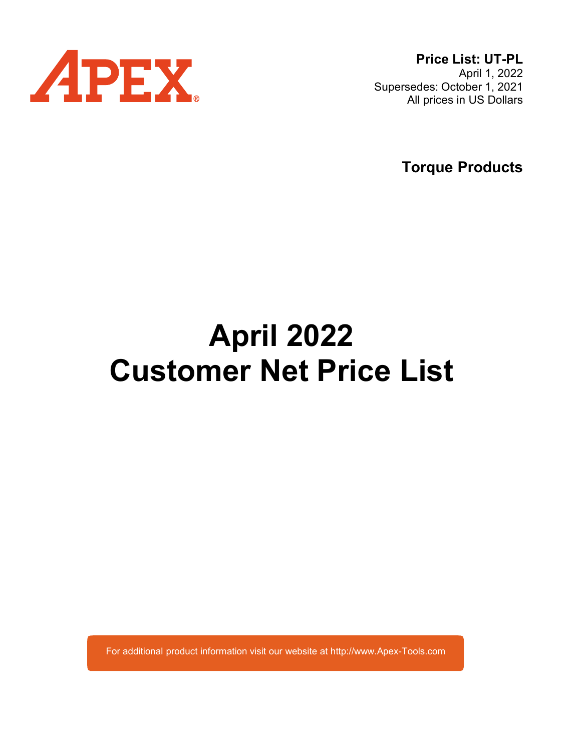APEX®

**Price List: UT-PL**
April 1, 2022
Supersedes: October 1, 2021
All prices in US Dollars

**Torque Products**

# April 2022
# Customer Net Price List

For additional product information visit our website at http://www.Apex-Tools.com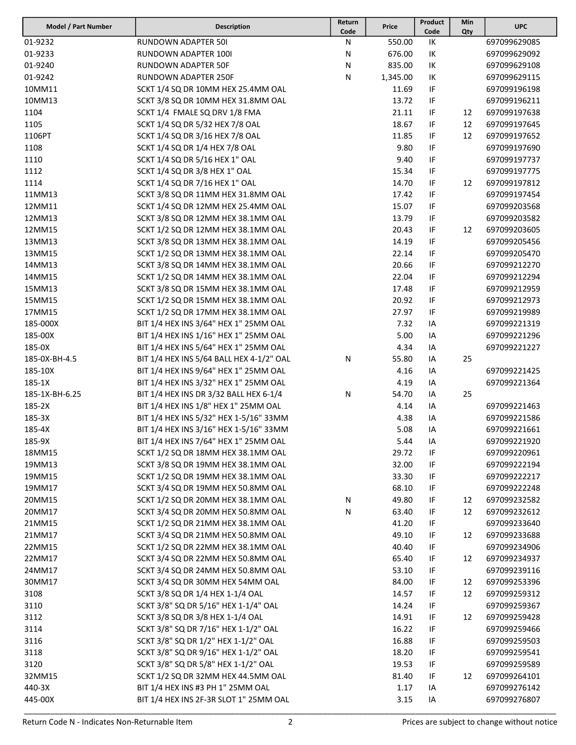| Model / Part Number | Description | Return Code | Price | Product Code | Min Qty | UPC |
|---|---|---|---|---|---|---|
| 01-9232 | RUNDOWN ADAPTER 50I | N | 550.00 | IK | | 697099629085 |
| 01-9233 | RUNDOWN ADAPTER 100I | N | 676.00 | IK | | 697099629092 |
| 01-9240 | RUNDOWN ADAPTER 50F | N | 835.00 | IK | | 697099629108 |
| 01-9242 | RUNDOWN ADAPTER 250F | N | 1,345.00 | IK | | 697099629115 |
| 10MM11 | SCKT 1/4 SQ DR 10MM HEX 25.4MM OAL | | 11.69 | IF | | 697099196198 |
| 10MM13 | SCKT 3/8 SQ DR 10MM HEX 31.8MM OAL | | 13.72 | IF | | 697099196211 |
| 1104 | SCKT 1/4 FMALE SQ DRV 1/8 FMA | | 21.11 | IF | 12 | 697099197638 |
| 1105 | SCKT 1/4 SQ DR 5/32 HEX 7/8 OAL | | 18.67 | IF | 12 | 697099197645 |
| 1106PT | SCKT 1/4 SQ DR 3/16 HEX 7/8 OAL | | 11.85 | IF | 12 | 697099197652 |
| 1108 | SCKT 1/4 SQ DR 1/4 HEX 7/8 OAL | | 9.80 | IF | | 697099197690 |
| 1110 | SCKT 1/4 SQ DR 5/16 HEX 1" OAL | | 9.40 | IF | | 697099197737 |
| 1112 | SCKT 1/4 SQ DR 3/8 HEX 1" OAL | | 15.34 | IF | | 697099197775 |
| 1114 | SCKT 1/4 SQ DR 7/16 HEX 1" OAL | | 14.70 | IF | 12 | 697099197812 |
| 11MM13 | SCKT 3/8 SQ DR 11MM HEX 31.8MM OAL | | 17.42 | IF | | 697099197454 |
| 12MM11 | SCKT 1/4 SQ DR 12MM HEX 25.4MM OAL | | 15.07 | IF | | 697099203568 |
| 12MM13 | SCKT 3/8 SQ DR 12MM HEX 38.1MM OAL | | 13.79 | IF | | 697099203582 |
| 12MM15 | SCKT 1/2 SQ DR 12MM HEX 38.1MM OAL | | 20.43 | IF | 12 | 697099203605 |
| 13MM13 | SCKT 3/8 SQ DR 13MM HEX 38.1MM OAL | | 14.19 | IF | | 697099205456 |
| 13MM15 | SCKT 1/2 SQ DR 13MM HEX 38.1MM OAL | | 22.14 | IF | | 697099205470 |
| 14MM13 | SCKT 3/8 SQ DR 14MM HEX 38.1MM OAL | | 20.66 | IF | | 697099212270 |
| 14MM15 | SCKT 1/2 SQ DR 14MM HEX 38.1MM OAL | | 22.04 | IF | | 697099212294 |
| 15MM13 | SCKT 3/8 SQ DR 15MM HEX 38.1MM OAL | | 17.48 | IF | | 697099212959 |
| 15MM15 | SCKT 1/2 SQ DR 15MM HEX 38.1MM OAL | | 20.92 | IF | | 697099212973 |
| 17MM15 | SCKT 1/2 SQ DR 17MM HEX 38.1MM OAL | | 27.97 | IF | | 697099219989 |
| 185-000X | BIT 1/4 HEX INS 3/64" HEX 1" 25MM OAL | | 7.32 | IA | | 697099221319 |
| 185-00X | BIT 1/4 HEX INS 1/16" HEX 1" 25MM OAL | | 5.00 | IA | | 697099221296 |
| 185-0X | BIT 1/4 HEX INS 5/64" HEX 1" 25MM OAL | | 4.34 | IA | | 697099221227 |
| 185-0X-BH-4.5 | BIT 1/4 HEX INS 5/64 BALL HEX 4-1/2" OAL | N | 55.80 | IA | 25 | |
| 185-10X | BIT 1/4 HEX INS 9/64" HEX 1" 25MM OAL | | 4.16 | IA | | 697099221425 |
| 185-1X | BIT 1/4 HEX INS 3/32" HEX 1" 25MM OAL | | 4.19 | IA | | 697099221364 |
| 185-1X-BH-6.25 | BIT 1/4 HEX INS DR 3/32 BALL HEX 6-1/4 | N | 54.70 | IA | 25 | |
| 185-2X | BIT 1/4 HEX INS 1/8" HEX 1" 25MM OAL | | 4.14 | IA | | 697099221463 |
| 185-3X | BIT 1/4 HEX INS 5/32" HEX 1-5/16" 33MM | | 4.38 | IA | | 697099221586 |
| 185-4X | BIT 1/4 HEX INS 3/16" HEX 1-5/16" 33MM | | 5.08 | IA | | 697099221661 |
| 185-9X | BIT 1/4 HEX INS 7/64" HEX 1" 25MM OAL | | 5.44 | IA | | 697099221920 |
| 18MM15 | SCKT 1/2 SQ DR 18MM HEX 38.1MM OAL | | 29.72 | IF | | 697099220961 |
| 19MM13 | SCKT 3/8 SQ DR 19MM HEX 38.1MM OAL | | 32.00 | IF | | 697099222194 |
| 19MM15 | SCKT 1/2 SQ DR 19MM HEX 38.1MM OAL | | 33.30 | IF | | 697099222217 |
| 19MM17 | SCKT 3/4 SQ DR 19MM HEX 50.8MM OAL | | 68.10 | IF | | 697099222248 |
| 20MM15 | SCKT 1/2 SQ DR 20MM HEX 38.1MM OAL | N | 49.80 | IF | 12 | 697099232582 |
| 20MM17 | SCKT 3/4 SQ DR 20MM HEX 50.8MM OAL | N | 63.40 | IF | 12 | 697099232612 |
| 21MM15 | SCKT 1/2 SQ DR 21MM HEX 38.1MM OAL | | 41.20 | IF | | 697099233640 |
| 21MM17 | SCKT 3/4 SQ DR 21MM HEX 50.8MM OAL | | 49.10 | IF | 12 | 697099233688 |
| 22MM15 | SCKT 1/2 SQ DR 22MM HEX 38.1MM OAL | | 40.40 | IF | | 697099234906 |
| 22MM17 | SCKT 3/4 SQ DR 22MM HEX 50.8MM OAL | | 65.40 | IF | 12 | 697099234937 |
| 24MM17 | SCKT 3/4 SQ DR 24MM HEX 50.8MM OAL | | 53.10 | IF | | 697099239116 |
| 30MM17 | SCKT 3/4 SQ DR 30MM HEX 54MM OAL | | 84.00 | IF | 12 | 697099253396 |
| 3108 | SCKT 3/8 SQ DR 1/4 HEX 1-1/4 OAL | | 14.57 | IF | 12 | 697099259312 |
| 3110 | SCKT 3/8" SQ DR 5/16" HEX 1-1/4" OAL | | 14.24 | IF | | 697099259367 |
| 3112 | SCKT 3/8 SQ DR 3/8 HEX 1-1/4 OAL | | 14.91 | IF | 12 | 697099259428 |
| 3114 | SCKT 3/8" SQ DR 7/16" HEX 1-1/2" OAL | | 16.22 | IF | | 697099259466 |
| 3116 | SCKT 3/8" SQ DR 1/2" HEX 1-1/2" OAL | | 16.88 | IF | | 697099259503 |
| 3118 | SCKT 3/8" SQ DR 9/16" HEX 1-1/2" OAL | | 18.20 | IF | | 697099259541 |
| 3120 | SCKT 3/8" SQ DR 5/8" HEX 1-1/2" OAL | | 19.53 | IF | | 697099259589 |
| 32MM15 | SCKT 1/2 SQ DR 32MM HEX 44.5MM OAL | | 81.40 | IF | 12 | 697099264101 |
| 440-3X | BIT 1/4 HEX INS #3 PH 1" 25MM OAL | | 1.17 | IA | | 697099276142 |
| 445-00X | BIT 1/4 HEX INS 2F-3R SLOT 1" 25MM OAL | | 3.15 | IA | | 697099276807 |

Return Code N - Indicates Non-Returnable Item

Prices are subject to change without notice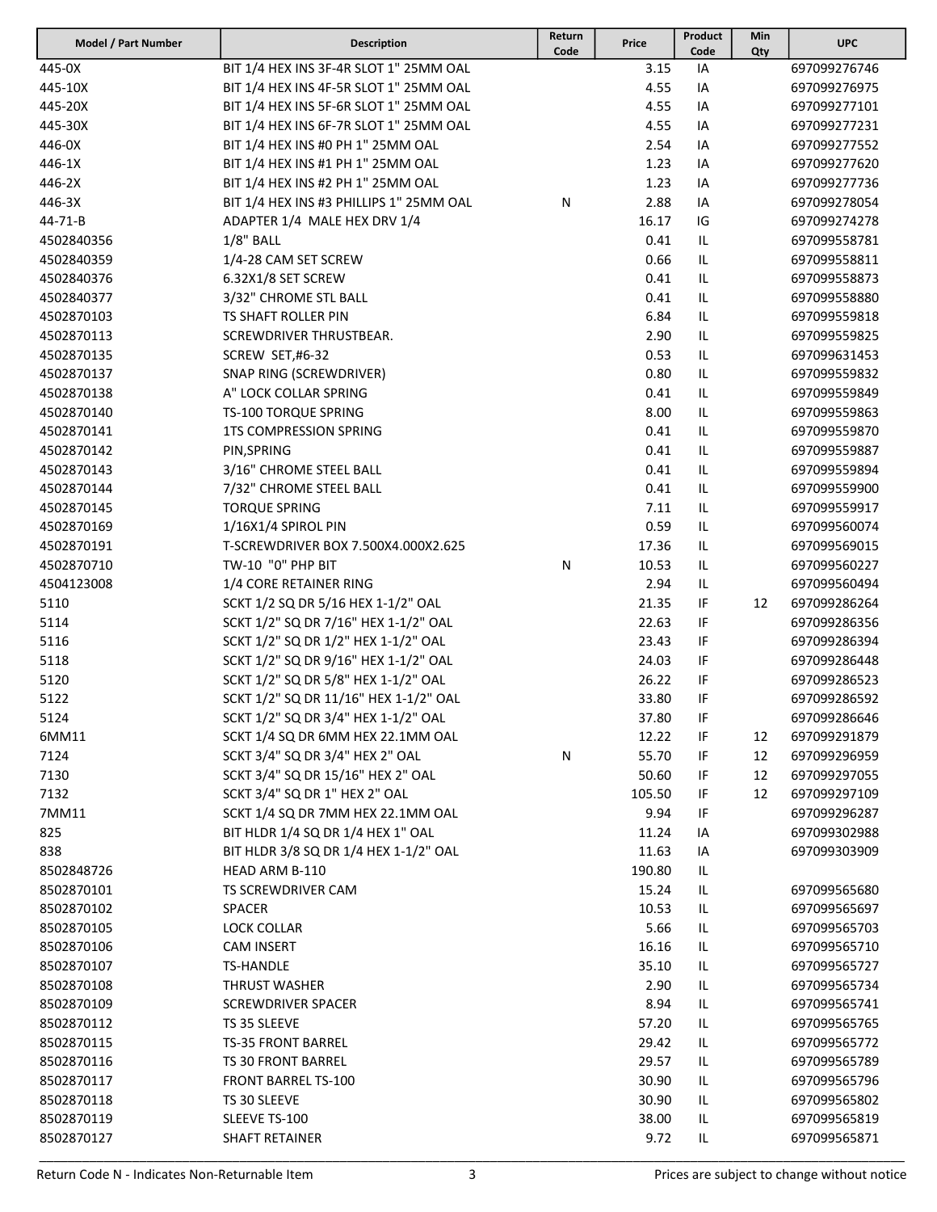| Model / Part Number | Description | Return Code | Price | Product Code | Min Qty | UPC |
|---|---|---|---|---|---|---|
| 445-0X | BIT 1/4 HEX INS 3F-4R SLOT 1" 25MM OAL | | 3.15 | IA | | 697099276746 |
| 445-10X | BIT 1/4 HEX INS 4F-5R SLOT 1" 25MM OAL | | 4.55 | IA | | 697099276975 |
| 445-20X | BIT 1/4 HEX INS 5F-6R SLOT 1" 25MM OAL | | 4.55 | IA | | 697099277101 |
| 445-30X | BIT 1/4 HEX INS 6F-7R SLOT 1" 25MM OAL | | 4.55 | IA | | 697099277231 |
| 446-0X | BIT 1/4 HEX INS #0 PH 1" 25MM OAL | | 2.54 | IA | | 697099277552 |
| 446-1X | BIT 1/4 HEX INS #1 PH 1" 25MM OAL | | 1.23 | IA | | 697099277620 |
| 446-2X | BIT 1/4 HEX INS #2 PH 1" 25MM OAL | | 1.23 | IA | | 697099277736 |
| 446-3X | BIT 1/4 HEX INS #3 PHILLIPS 1" 25MM OAL | N | 2.88 | IA | | 697099278054 |
| 44-71-B | ADAPTER 1/4 MALE HEX DRV 1/4 | | 16.17 | IG | | 697099274278 |
| 4502840356 | 1/8" BALL | | 0.41 | IL | | 697099558781 |
| 4502840359 | 1/4-28 CAM SET SCREW | | 0.66 | IL | | 697099558811 |
| 4502840376 | 6.32X1/8 SET SCREW | | 0.41 | IL | | 697099558873 |
| 4502840377 | 3/32" CHROME STL BALL | | 0.41 | IL | | 697099558880 |
| 4502870103 | TS SHAFT ROLLER PIN | | 6.84 | IL | | 697099559818 |
| 4502870113 | SCREWDRIVER THRUSTBEAR. | | 2.90 | IL | | 697099559825 |
| 4502870135 | SCREW SET,#6-32 | | 0.53 | IL | | 697099631453 |
| 4502870137 | SNAP RING (SCREWDRIVER) | | 0.80 | IL | | 697099559832 |
| 4502870138 | A" LOCK COLLAR SPRING | | 0.41 | IL | | 697099559849 |
| 4502870140 | TS-100 TORQUE SPRING | | 8.00 | IL | | 697099559863 |
| 4502870141 | 1TS COMPRESSION SPRING | | 0.41 | IL | | 697099559870 |
| 4502870142 | PIN,SPRING | | 0.41 | IL | | 697099559887 |
| 4502870143 | 3/16" CHROME STEEL BALL | | 0.41 | IL | | 697099559894 |
| 4502870144 | 7/32" CHROME STEEL BALL | | 0.41 | IL | | 697099559900 |
| 4502870145 | TORQUE SPRING | | 7.11 | IL | | 697099559917 |
| 4502870169 | 1/16X1/4 SPIROL PIN | | 0.59 | IL | | 697099560074 |
| 4502870191 | T-SCREWDRIVER BOX 7.500X4.000X2.625 | | 17.36 | IL | | 697099569015 |
| 4502870710 | TW-10 "0" PHP BIT | N | 10.53 | IL | | 697099560227 |
| 4504123008 | 1/4 CORE RETAINER RING | | 2.94 | IL | | 697099560494 |
| 5110 | SCKT 1/2 SQ DR 5/16 HEX 1-1/2" OAL | | 21.35 | IF | 12 | 697099286264 |
| 5114 | SCKT 1/2" SQ DR 7/16" HEX 1-1/2" OAL | | 22.63 | IF | | 697099286356 |
| 5116 | SCKT 1/2" SQ DR 1/2" HEX 1-1/2" OAL | | 23.43 | IF | | 697099286394 |
| 5118 | SCKT 1/2" SQ DR 9/16" HEX 1-1/2" OAL | | 24.03 | IF | | 697099286448 |
| 5120 | SCKT 1/2" SQ DR 5/8" HEX 1-1/2" OAL | | 26.22 | IF | | 697099286523 |
| 5122 | SCKT 1/2" SQ DR 11/16" HEX 1-1/2" OAL | | 33.80 | IF | | 697099286592 |
| 5124 | SCKT 1/2" SQ DR 3/4" HEX 1-1/2" OAL | | 37.80 | IF | | 697099286646 |
| 6MM11 | SCKT 1/4 SQ DR 6MM HEX 22.1MM OAL | | 12.22 | IF | 12 | 697099291879 |
| 7124 | SCKT 3/4" SQ DR 3/4" HEX 2" OAL | N | 55.70 | IF | 12 | 697099296959 |
| 7130 | SCKT 3/4" SQ DR 15/16" HEX 2" OAL | | 50.60 | IF | 12 | 697099297055 |
| 7132 | SCKT 3/4" SQ DR 1" HEX 2" OAL | | 105.50 | IF | 12 | 697099297109 |
| 7MM11 | SCKT 1/4 SQ DR 7MM HEX 22.1MM OAL | | 9.94 | IF | | 697099296287 |
| 825 | BIT HLDR 1/4 SQ DR 1/4 HEX 1" OAL | | 11.24 | IA | | 697099302988 |
| 838 | BIT HLDR 3/8 SQ DR 1/4 HEX 1-1/2" OAL | | 11.63 | IA | | 697099303909 |
| 8502848726 | HEAD ARM B-110 | | 190.80 | IL | | |
| 8502870101 | TS SCREWDRIVER CAM | | 15.24 | IL | | 697099565680 |
| 8502870102 | SPACER | | 10.53 | IL | | 697099565697 |
| 8502870105 | LOCK COLLAR | | 5.66 | IL | | 697099565703 |
| 8502870106 | CAM INSERT | | 16.16 | IL | | 697099565710 |
| 8502870107 | TS-HANDLE | | 35.10 | IL | | 697099565727 |
| 8502870108 | THRUST WASHER | | 2.90 | IL | | 697099565734 |
| 8502870109 | SCREWDRIVER SPACER | | 8.94 | IL | | 697099565741 |
| 8502870112 | TS 35 SLEEVE | | 57.20 | IL | | 697099565765 |
| 8502870115 | TS-35 FRONT BARREL | | 29.42 | IL | | 697099565772 |
| 8502870116 | TS 30 FRONT BARREL | | 29.57 | IL | | 697099565789 |
| 8502870117 | FRONT BARREL TS-100 | | 30.90 | IL | | 697099565796 |
| 8502870118 | TS 30 SLEEVE | | 30.90 | IL | | 697099565802 |
| 8502870119 | SLEEVE TS-100 | | 38.00 | IL | | 697099565819 |
| 8502870127 | SHAFT RETAINER | | 9.72 | IL | | 697099565871 |

Return Code N - Indicates Non-Returnable Item

Prices are subject to change without notice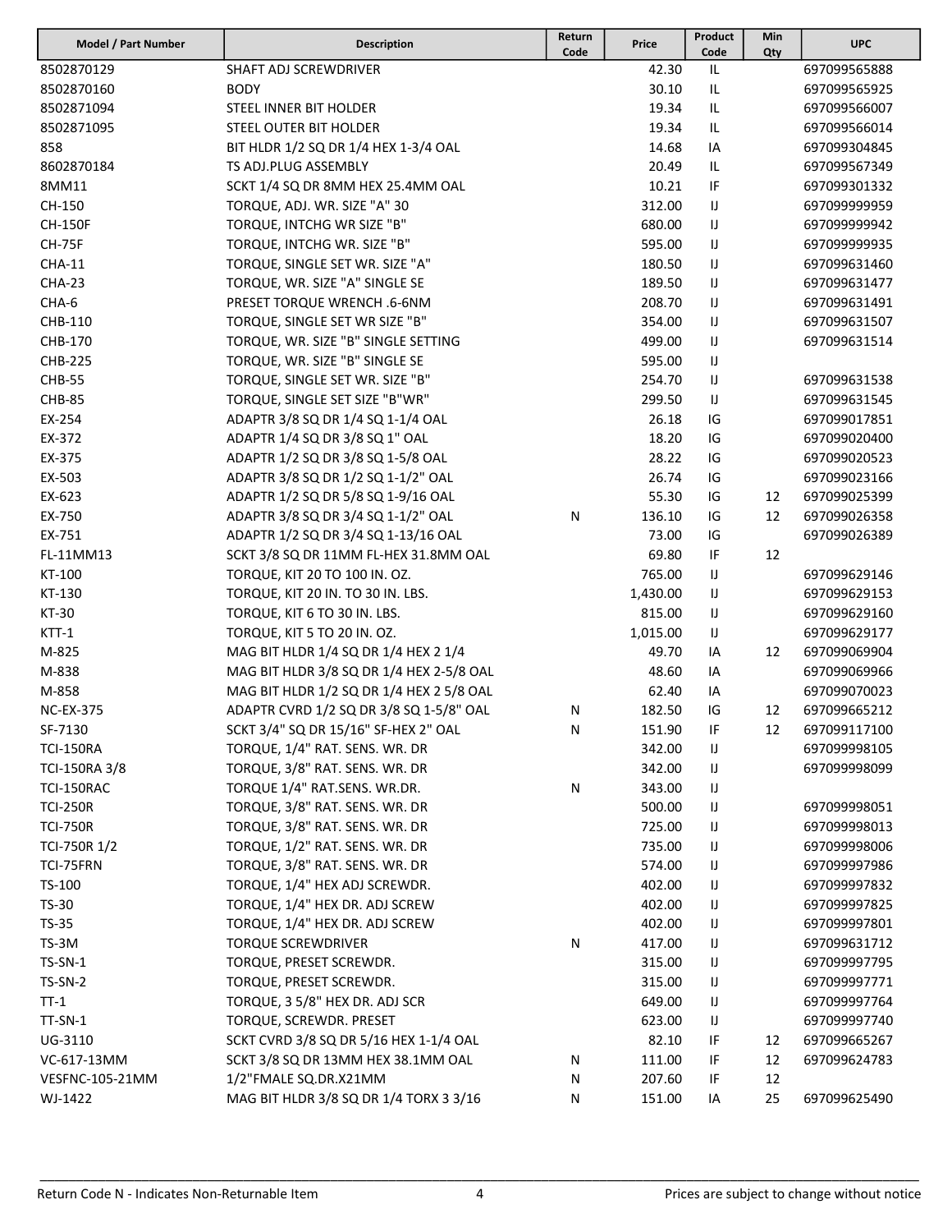| Model / Part Number | Description | Return Code | Price | Product Code | Min Qty | UPC |
|---|---|---|---|---|---|---|
| 8502870129 | SHAFT ADJ SCREWDRIVER | | 42.30 | IL | | 697099565888 |
| 8502870160 | BODY | | 30.10 | IL | | 697099565925 |
| 8502871094 | STEEL INNER BIT HOLDER | | 19.34 | IL | | 697099566007 |
| 8502871095 | STEEL OUTER BIT HOLDER | | 19.34 | IL | | 697099566014 |
| 858 | BIT HLDR 1/2 SQ DR 1/4 HEX 1-3/4 OAL | | 14.68 | IA | | 697099304845 |
| 8602870184 | TS ADJ.PLUG ASSEMBLY | | 20.49 | IL | | 697099567349 |
| 8MM11 | SCKT 1/4 SQ DR 8MM HEX 25.4MM OAL | | 10.21 | IF | | 697099301332 |
| CH-150 | TORQUE, ADJ. WR. SIZE "A" 30 | | 312.00 | IJ | | 697099999959 |
| CH-150F | TORQUE, INTCHG WR SIZE "B" | | 680.00 | IJ | | 697099999942 |
| CH-75F | TORQUE, INTCHG WR. SIZE "B" | | 595.00 | IJ | | 697099999935 |
| CHA-11 | TORQUE, SINGLE SET WR. SIZE "A" | | 180.50 | IJ | | 697099631460 |
| CHA-23 | TORQUE, WR. SIZE "A" SINGLE SE | | 189.50 | IJ | | 697099631477 |
| CHA-6 | PRESET TORQUE WRENCH .6-6NM | | 208.70 | IJ | | 697099631491 |
| CHB-110 | TORQUE, SINGLE SET WR SIZE "B" | | 354.00 | IJ | | 697099631507 |
| CHB-170 | TORQUE, WR. SIZE "B" SINGLE SETTING | | 499.00 | IJ | | 697099631514 |
| CHB-225 | TORQUE, WR. SIZE "B" SINGLE SE | | 595.00 | IJ | | |
| CHB-55 | TORQUE, SINGLE SET WR. SIZE "B" | | 254.70 | IJ | | 697099631538 |
| CHB-85 | TORQUE, SINGLE SET SIZE "B"WR" | | 299.50 | IJ | | 697099631545 |
| EX-254 | ADAPTR 3/8 SQ DR 1/4 SQ 1-1/4 OAL | | 26.18 | IG | | 697099017851 |
| EX-372 | ADAPTR 1/4 SQ DR 3/8 SQ 1" OAL | | 18.20 | IG | | 697099020400 |
| EX-375 | ADAPTR 1/2 SQ DR 3/8 SQ 1-5/8 OAL | | 28.22 | IG | | 697099020523 |
| EX-503 | ADAPTR 3/8 SQ DR 1/2 SQ 1-1/2" OAL | | 26.74 | IG | | 697099023166 |
| EX-623 | ADAPTR 1/2 SQ DR 5/8 SQ 1-9/16 OAL | | 55.30 | IG | 12 | 697099025399 |
| EX-750 | ADAPTR 3/8 SQ DR 3/4 SQ 1-1/2" OAL | N | 136.10 | IG | 12 | 697099026358 |
| EX-751 | ADAPTR 1/2 SQ DR 3/4 SQ 1-13/16 OAL | | 73.00 | IG | | 697099026389 |
| FL-11MM13 | SCKT 3/8 SQ DR 11MM FL-HEX 31.8MM OAL | | 69.80 | IF | 12 | |
| KT-100 | TORQUE, KIT 20 TO 100 IN. OZ. | | 765.00 | IJ | | 697099629146 |
| KT-130 | TORQUE, KIT 20 IN. TO 30 IN. LBS. | | 1,430.00 | IJ | | 697099629153 |
| KT-30 | TORQUE, KIT 6 TO 30 IN. LBS. | | 815.00 | IJ | | 697099629160 |
| KTT-1 | TORQUE, KIT 5 TO 20 IN. OZ. | | 1,015.00 | IJ | | 697099629177 |
| M-825 | MAG BIT HLDR 1/4 SQ DR 1/4 HEX 2 1/4 | | 49.70 | IA | 12 | 697099069904 |
| M-838 | MAG BIT HLDR 3/8 SQ DR 1/4 HEX 2-5/8 OAL | | 48.60 | IA | | 697099069966 |
| M-858 | MAG BIT HLDR 1/2 SQ DR 1/4 HEX 2 5/8 OAL | | 62.40 | IA | | 697099070023 |
| NC-EX-375 | ADAPTR CVRD 1/2 SQ DR 3/8 SQ 1-5/8" OAL | N | 182.50 | IG | 12 | 697099665212 |
| SF-7130 | SCKT 3/4" SQ DR 15/16" SF-HEX 2" OAL | N | 151.90 | IF | 12 | 697099117100 |
| TCI-150RA | TORQUE, 1/4" RAT. SENS. WR. DR | | 342.00 | IJ | | 697099998105 |
| TCI-150RA 3/8 | TORQUE, 3/8" RAT. SENS. WR. DR | | 342.00 | IJ | | 697099998099 |
| TCI-150RAC | TORQUE 1/4" RAT.SENS. WR.DR. | N | 343.00 | IJ | | |
| TCI-250R | TORQUE, 3/8" RAT. SENS. WR. DR | | 500.00 | IJ | | 697099998051 |
| TCI-750R | TORQUE, 3/8" RAT. SENS. WR. DR | | 725.00 | IJ | | 697099998013 |
| TCI-750R 1/2 | TORQUE, 1/2" RAT. SENS. WR. DR | | 735.00 | IJ | | 697099998006 |
| TCI-75FRN | TORQUE, 3/8" RAT. SENS. WR. DR | | 574.00 | IJ | | 697099997986 |
| TS-100 | TORQUE, 1/4" HEX ADJ SCREWDR. | | 402.00 | IJ | | 697099997832 |
| TS-30 | TORQUE, 1/4" HEX DR. ADJ SCREW | | 402.00 | IJ | | 697099997825 |
| TS-35 | TORQUE, 1/4" HEX DR. ADJ SCREW | | 402.00 | IJ | | 697099997801 |
| TS-3M | TORQUE SCREWDRIVER | N | 417.00 | IJ | | 697099631712 |
| TS-SN-1 | TORQUE, PRESET SCREWDR. | | 315.00 | IJ | | 697099997795 |
| TS-SN-2 | TORQUE, PRESET SCREWDR. | | 315.00 | IJ | | 697099997771 |
| TT-1 | TORQUE, 3 5/8" HEX DR. ADJ SCR | | 649.00 | IJ | | 697099997764 |
| TT-SN-1 | TORQUE, SCREWDR. PRESET | | 623.00 | IJ | | 697099997740 |
| UG-3110 | SCKT CVRD 3/8 SQ DR 5/16 HEX 1-1/4 OAL | | 82.10 | IF | 12 | 697099665267 |
| VC-617-13MM | SCKT 3/8 SQ DR 13MM HEX 38.1MM OAL | N | 111.00 | IF | 12 | 697099624783 |
| VESFNC-105-21MM | 1/2"FMALE SQ.DR.X21MM | N | 207.60 | IF | 12 | |
| WJ-1422 | MAG BIT HLDR 3/8 SQ DR 1/4 TORX 3 3/16 | N | 151.00 | IA | 25 | 697099625490 |

Return Code N - Indicates Non-Returnable Item

Prices are subject to change without notice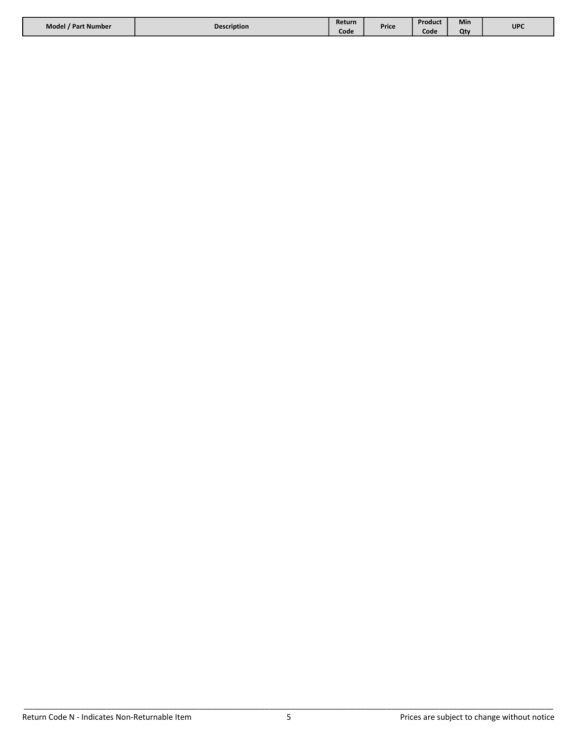| Model / Part Number | Description | Return Code | Price | Product Code | Min Qty | UPC |
|---|---|---|---|---|---|---|

Return Code N - Indicates Non-Returnable Item

Prices are subject to change without notice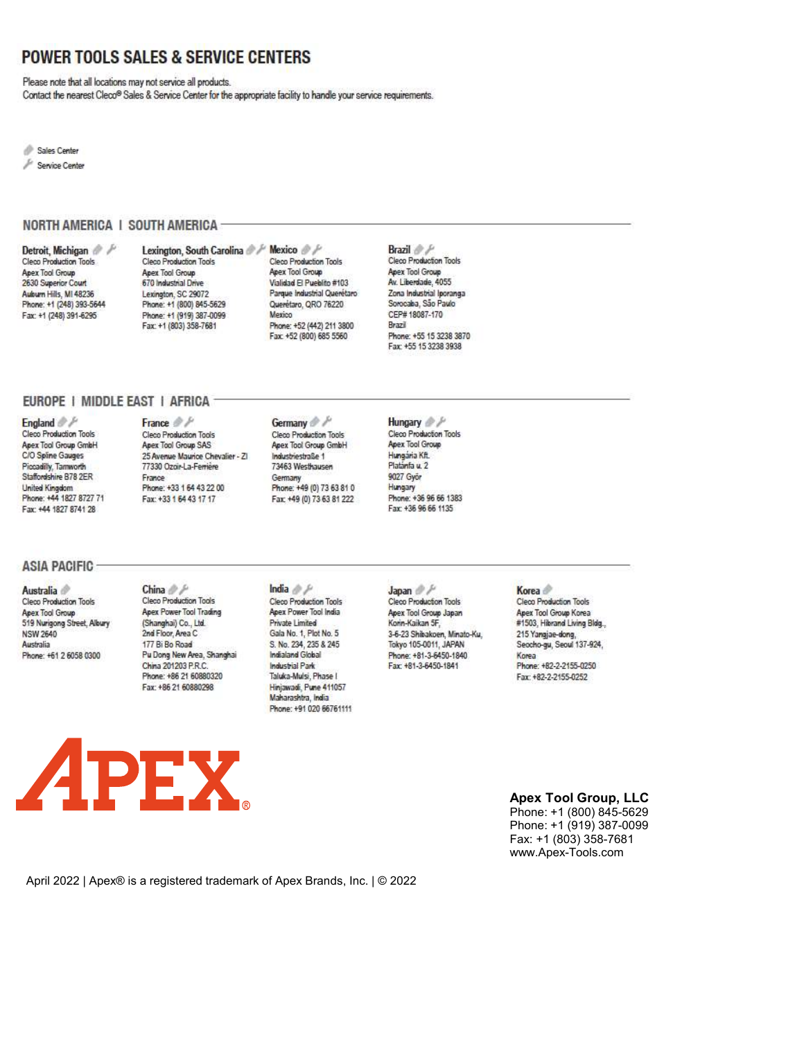# POWER TOOLS SALES & SERVICE CENTERS

Please note that all locations may not service all products.
Contact the nearest Cleco® Sales & Service Center for the appropriate facility to handle your service requirements.

Sales Center
Service Center

## NORTH AMERICA | SOUTH AMERICA

**Detroit, Michigan**
Cleco Production Tools
Apex Tool Group
2630 Superior Court
Auburn Hills, MI 48236
Phone: +1 (248) 393-5644
Fax: +1 (248) 391-6295

**Lexington, South Carolina**
Cleco Production Tools
Apex Tool Group
670 Industrial Drive
Lexington, SC 29072
Phone: +1 (800) 845-5629
Phone: +1 (919) 387-0099
Fax: +1 (803) 358-7681

**Mexico**
Cleco Production Tools
Apex Tool Group
Vialidad El Pueblito #103
Parque Industrial Querétaro
Querétaro, QRO 76220
Mexico
Phone: +52 (442) 211 3800
Fax: +52 (800) 685 5560

**Brazil**
Cleco Production Tools
Apex Tool Group
Av. Liberdade, 4055
Zona Industrial Iporanga
Sorocaba, São Paulo
CEP# 18087-170
Brazil
Phone: +55 15 3238 3870
Fax: +55 15 3238 3938

## EUROPE | MIDDLE EAST | AFRICA

**England**
Cleco Production Tools
Apex Tool Group GmbH
C/O Spline Gauges
Piccadilly, Tamworth
Staffordshire B78 2ER
United Kingdom
Phone: +44 1827 8727 71
Fax: +44 1827 8741 28

**France**
Cleco Production Tools
Apex Tool Group SAS
25 Avenue Maurice Chevalier - ZI
77330 Ozoir-La-Ferrière
France
Phone: +33 1 64 43 22 00
Fax: +33 1 64 43 17 17

**Germany**
Cleco Production Tools
Apex Tool Group GmbH
Industriestraße 1
73463 Westhausen
Germany
Phone: +49 (0) 73 63 81 0
Fax: +49 (0) 73 63 81 222

**Hungary**
Cleco Production Tools
Apex Tool Group
Hungária Kft.
Platánfa u. 2
9027 Győr
Hungary
Phone: +36 96 66 1383
Fax: +36 96 66 1135

## ASIA PACIFIC

**Australia**
Cleco Production Tools
Apex Tool Group
519 Nurigong Street, Albury
NSW 2640
Australia
Phone: +61 2 6058 0300

**China**
Cleco Production Tools
Apex Power Tool Trading
(Shanghai) Co., Ltd.
2nd Floor, Area C
177 Bi Bo Road
Pu Dong New Area, Shanghai
China 201203 P.R.C.
Phone: +86 21 60880320
Fax: +86 21 60880298

**India**
Cleco Production Tools
Apex Power Tool India
Private Limited
Gala No. 1, Plot No. 5
S. No. 234, 235 & 245
Indialand Global
Industrial Park
Taluka-Mulsi, Phase I
Hinjawadi, Pune 411057
Maharashtra, India
Phone: +91 020 66761111

**Japan**
Cleco Production Tools
Apex Tool Group Japan
Korin-Kaikan 5F,
3-6-23 Shibakoen, Minato-Ku,
Tokyo 105-0011, JAPAN
Phone: +81-3-6450-1840
Fax: +81-3-6450-1841

**Korea**
Cleco Production Tools
Apex Tool Group Korea
#1503, Hibrand Living Bldg.,
215 Yangjae-dong,
Seocho-gu, Seoul 137-924,
Korea
Phone: +82-2-2155-0250
Fax: +82-2-2155-0252

APEX®

**Apex Tool Group, LLC**
Phone: +1 (800) 845-5629
Phone: +1 (919) 387-0099
Fax: +1 (803) 358-7681
www.Apex-Tools.com

April 2022 | Apex® is a registered trademark of Apex Brands, Inc. | © 2022